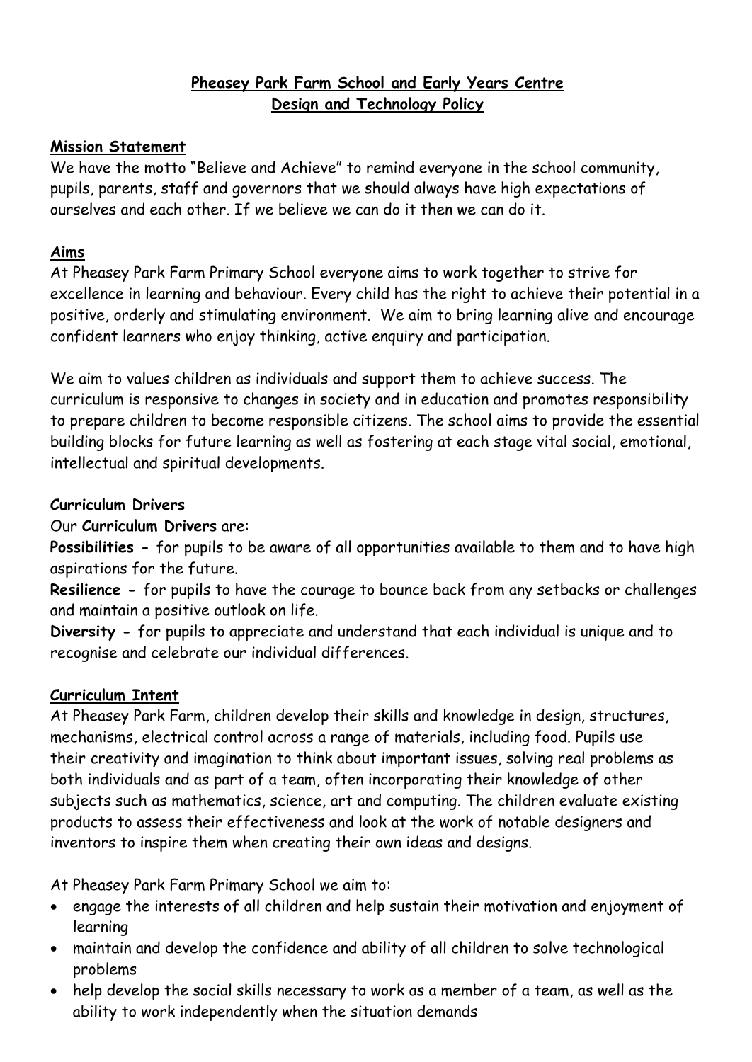# **Pheasey Park Farm School and Early Years Centre**
# **Design and Technology Policy**

## **Mission Statement**

We have the motto "Believe and Achieve" to remind everyone in the school community, pupils, parents, staff and governors that we should always have high expectations of ourselves and each other. If we believe we can do it then we can do it.

## **Aims**

At Pheasey Park Farm Primary School everyone aims to work together to strive for excellence in learning and behaviour. Every child has the right to achieve their potential in a positive, orderly and stimulating environment. We aim to bring learning alive and encourage confident learners who enjoy thinking, active enquiry and participation.

We aim to values children as individuals and support them to achieve success. The curriculum is responsive to changes in society and in education and promotes responsibility to prepare children to become responsible citizens. The school aims to provide the essential building blocks for future learning as well as fostering at each stage vital social, emotional, intellectual and spiritual developments.

## **Curriculum Drivers**

Our **Curriculum Drivers** are:

**Possibilities -** for pupils to be aware of all opportunities available to them and to have high aspirations for the future.

**Resilience -** for pupils to have the courage to bounce back from any setbacks or challenges and maintain a positive outlook on life.

**Diversity -** for pupils to appreciate and understand that each individual is unique and to recognise and celebrate our individual differences.

## **Curriculum Intent**

At Pheasey Park Farm, children develop their skills and knowledge in design, structures, mechanisms, electrical control across a range of materials, including food. Pupils use their creativity and imagination to think about important issues, solving real problems as both individuals and as part of a team, often incorporating their knowledge of other subjects such as mathematics, science, art and computing. The children evaluate existing products to assess their effectiveness and look at the work of notable designers and inventors to inspire them when creating their own ideas and designs.

At Pheasey Park Farm Primary School we aim to:

- engage the interests of all children and help sustain their motivation and enjoyment of learning
- maintain and develop the confidence and ability of all children to solve technological problems
- help develop the social skills necessary to work as a member of a team, as well as the ability to work independently when the situation demands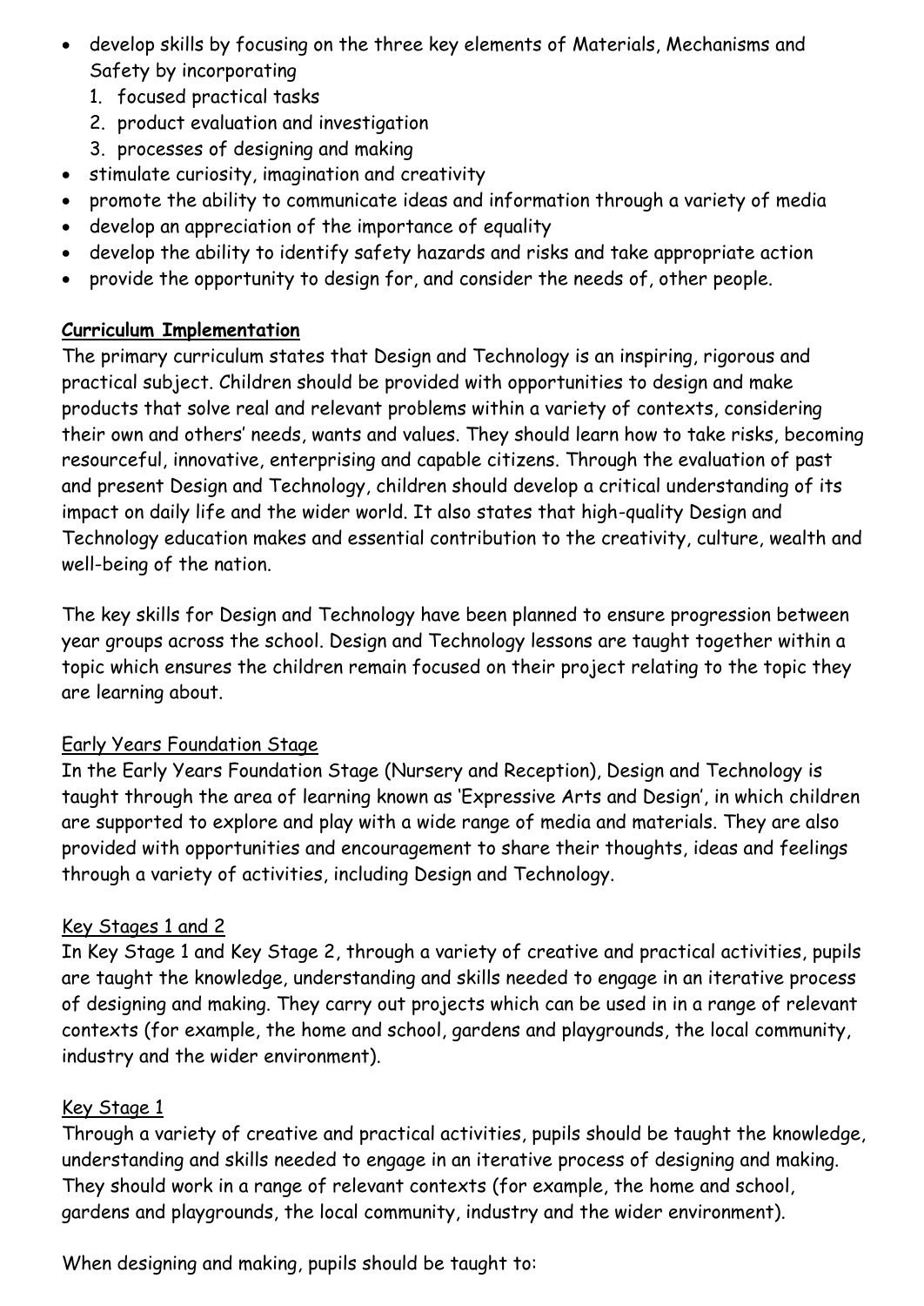- develop skills by focusing on the three key elements of Materials, Mechanisms and Safety by incorporating
  1. focused practical tasks
  2. product evaluation and investigation
  3. processes of designing and making
- stimulate curiosity, imagination and creativity
- promote the ability to communicate ideas and information through a variety of media
- develop an appreciation of the importance of equality
- develop the ability to identify safety hazards and risks and take appropriate action
- provide the opportunity to design for, and consider the needs of, other people.

**Curriculum Implementation**

The primary curriculum states that Design and Technology is an inspiring, rigorous and practical subject. Children should be provided with opportunities to design and make products that solve real and relevant problems within a variety of contexts, considering their own and others' needs, wants and values. They should learn how to take risks, becoming resourceful, innovative, enterprising and capable citizens. Through the evaluation of past and present Design and Technology, children should develop a critical understanding of its impact on daily life and the wider world. It also states that high-quality Design and Technology education makes and essential contribution to the creativity, culture, wealth and well-being of the nation.

The key skills for Design and Technology have been planned to ensure progression between year groups across the school. Design and Technology lessons are taught together within a topic which ensures the children remain focused on their project relating to the topic they are learning about.

Early Years Foundation Stage

In the Early Years Foundation Stage (Nursery and Reception), Design and Technology is taught through the area of learning known as 'Expressive Arts and Design', in which children are supported to explore and play with a wide range of media and materials. They are also provided with opportunities and encouragement to share their thoughts, ideas and feelings through a variety of activities, including Design and Technology.

Key Stages 1 and 2

In Key Stage 1 and Key Stage 2, through a variety of creative and practical activities, pupils are taught the knowledge, understanding and skills needed to engage in an iterative process of designing and making. They carry out projects which can be used in in a range of relevant contexts (for example, the home and school, gardens and playgrounds, the local community, industry and the wider environment).

Key Stage 1

Through a variety of creative and practical activities, pupils should be taught the knowledge, understanding and skills needed to engage in an iterative process of designing and making. They should work in a range of relevant contexts (for example, the home and school, gardens and playgrounds, the local community, industry and the wider environment).

When designing and making, pupils should be taught to: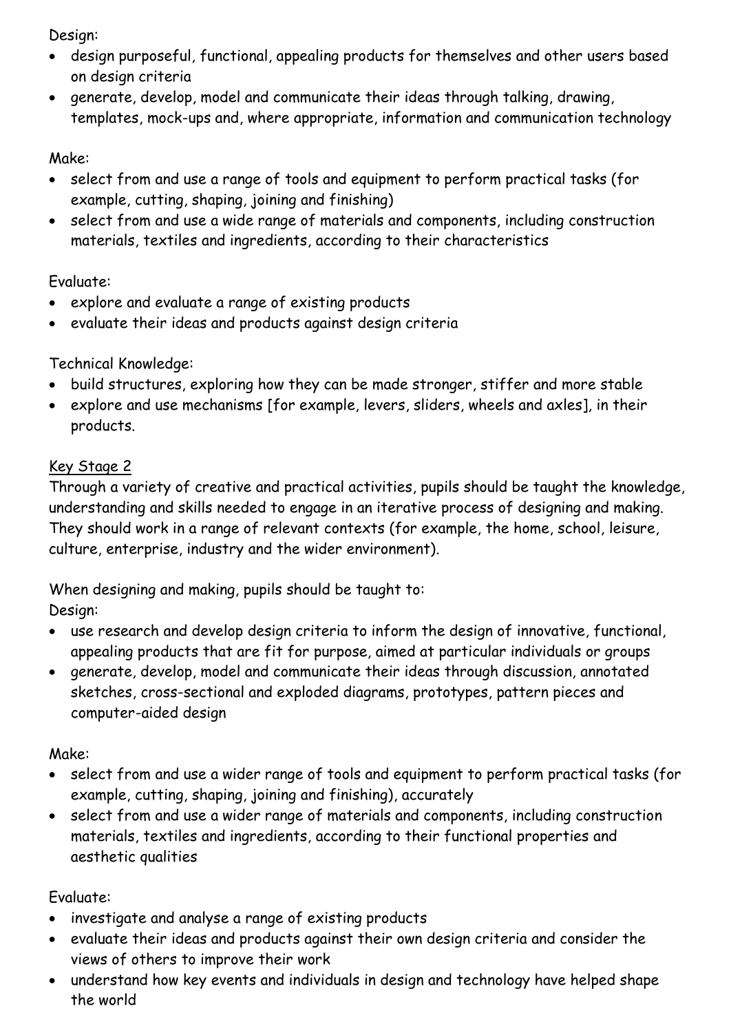Design:

- design purposeful, functional, appealing products for themselves and other users based on design criteria
- generate, develop, model and communicate their ideas through talking, drawing, templates, mock-ups and, where appropriate, information and communication technology

Make:

- select from and use a range of tools and equipment to perform practical tasks (for example, cutting, shaping, joining and finishing)
- select from and use a wide range of materials and components, including construction materials, textiles and ingredients, according to their characteristics

Evaluate:

- explore and evaluate a range of existing products
- evaluate their ideas and products against design criteria

Technical Knowledge:

- build structures, exploring how they can be made stronger, stiffer and more stable
- explore and use mechanisms [for example, levers, sliders, wheels and axles], in their products.

<u>Key Stage 2</u>

Through a variety of creative and practical activities, pupils should be taught the knowledge, understanding and skills needed to engage in an iterative process of designing and making. They should work in a range of relevant contexts (for example, the home, school, leisure, culture, enterprise, industry and the wider environment).

When designing and making, pupils should be taught to:
Design:

- use research and develop design criteria to inform the design of innovative, functional, appealing products that are fit for purpose, aimed at particular individuals or groups
- generate, develop, model and communicate their ideas through discussion, annotated sketches, cross-sectional and exploded diagrams, prototypes, pattern pieces and computer-aided design

Make:

- select from and use a wider range of tools and equipment to perform practical tasks (for example, cutting, shaping, joining and finishing), accurately
- select from and use a wider range of materials and components, including construction materials, textiles and ingredients, according to their functional properties and aesthetic qualities

Evaluate:

- investigate and analyse a range of existing products
- evaluate their ideas and products against their own design criteria and consider the views of others to improve their work
- understand how key events and individuals in design and technology have helped shape the world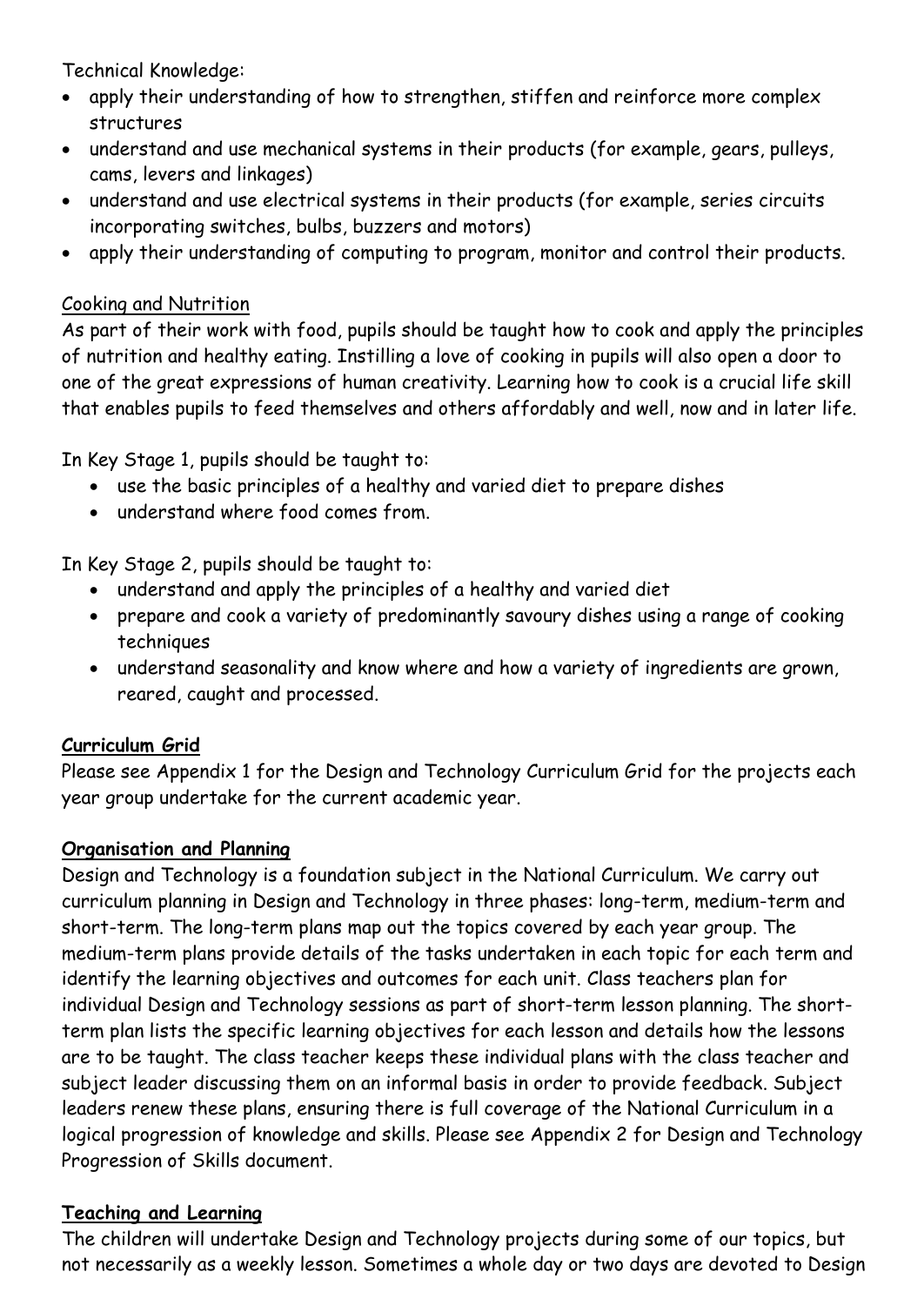Technical Knowledge:

- apply their understanding of how to strengthen, stiffen and reinforce more complex structures
- understand and use mechanical systems in their products (for example, gears, pulleys, cams, levers and linkages)
- understand and use electrical systems in their products (for example, series circuits incorporating switches, bulbs, buzzers and motors)
- apply their understanding of computing to program, monitor and control their products.

Cooking and Nutrition

As part of their work with food, pupils should be taught how to cook and apply the principles of nutrition and healthy eating. Instilling a love of cooking in pupils will also open a door to one of the great expressions of human creativity. Learning how to cook is a crucial life skill that enables pupils to feed themselves and others affordably and well, now and in later life.

In Key Stage 1, pupils should be taught to:

- use the basic principles of a healthy and varied diet to prepare dishes
- understand where food comes from.

In Key Stage 2, pupils should be taught to:

- understand and apply the principles of a healthy and varied diet
- prepare and cook a variety of predominantly savoury dishes using a range of cooking techniques
- understand seasonality and know where and how a variety of ingredients are grown, reared, caught and processed.

**Curriculum Grid**

Please see Appendix 1 for the Design and Technology Curriculum Grid for the projects each year group undertake for the current academic year.

**Organisation and Planning**

Design and Technology is a foundation subject in the National Curriculum. We carry out curriculum planning in Design and Technology in three phases: long-term, medium-term and short-term. The long-term plans map out the topics covered by each year group. The medium-term plans provide details of the tasks undertaken in each topic for each term and identify the learning objectives and outcomes for each unit. Class teachers plan for individual Design and Technology sessions as part of short-term lesson planning. The short-term plan lists the specific learning objectives for each lesson and details how the lessons are to be taught. The class teacher keeps these individual plans with the class teacher and subject leader discussing them on an informal basis in order to provide feedback. Subject leaders renew these plans, ensuring there is full coverage of the National Curriculum in a logical progression of knowledge and skills. Please see Appendix 2 for Design and Technology Progression of Skills document.

**Teaching and Learning**

The children will undertake Design and Technology projects during some of our topics, but not necessarily as a weekly lesson. Sometimes a whole day or two days are devoted to Design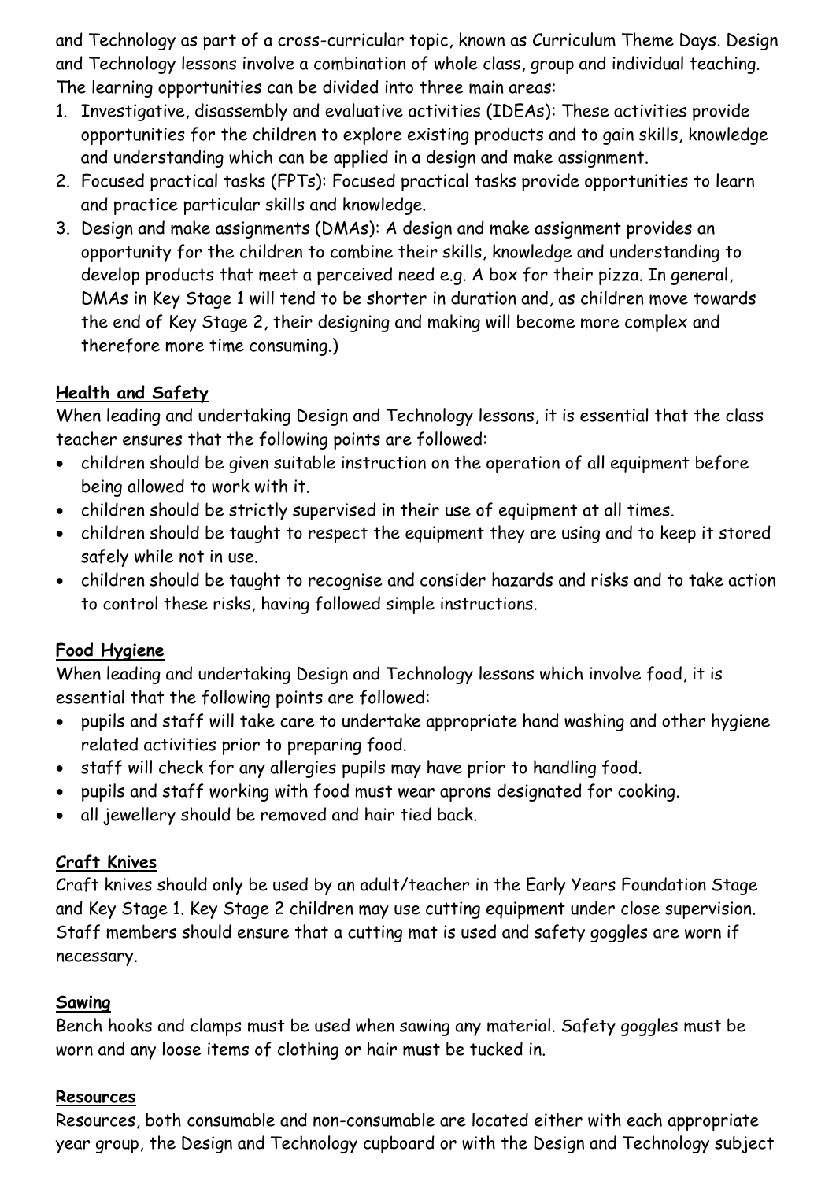and Technology as part of a cross-curricular topic, known as Curriculum Theme Days. Design and Technology lessons involve a combination of whole class, group and individual teaching. The learning opportunities can be divided into three main areas:

1. Investigative, disassembly and evaluative activities (IDEAs): These activities provide opportunities for the children to explore existing products and to gain skills, knowledge and understanding which can be applied in a design and make assignment.
2. Focused practical tasks (FPTs): Focused practical tasks provide opportunities to learn and practice particular skills and knowledge.
3. Design and make assignments (DMAs): A design and make assignment provides an opportunity for the children to combine their skills, knowledge and understanding to develop products that meet a perceived need e.g. A box for their pizza. In general, DMAs in Key Stage 1 will tend to be shorter in duration and, as children move towards the end of Key Stage 2, their designing and making will become more complex and therefore more time consuming.)

## Health and Safety

When leading and undertaking Design and Technology lessons, it is essential that the class teacher ensures that the following points are followed:

- children should be given suitable instruction on the operation of all equipment before being allowed to work with it.
- children should be strictly supervised in their use of equipment at all times.
- children should be taught to respect the equipment they are using and to keep it stored safely while not in use.
- children should be taught to recognise and consider hazards and risks and to take action to control these risks, having followed simple instructions.

## Food Hygiene

When leading and undertaking Design and Technology lessons which involve food, it is essential that the following points are followed:

- pupils and staff will take care to undertake appropriate hand washing and other hygiene related activities prior to preparing food.
- staff will check for any allergies pupils may have prior to handling food.
- pupils and staff working with food must wear aprons designated for cooking.
- all jewellery should be removed and hair tied back.

## Craft Knives

Craft knives should only be used by an adult/teacher in the Early Years Foundation Stage and Key Stage 1. Key Stage 2 children may use cutting equipment under close supervision. Staff members should ensure that a cutting mat is used and safety goggles are worn if necessary.

## Sawing

Bench hooks and clamps must be used when sawing any material. Safety goggles must be worn and any loose items of clothing or hair must be tucked in.

## Resources

Resources, both consumable and non-consumable are located either with each appropriate year group, the Design and Technology cupboard or with the Design and Technology subject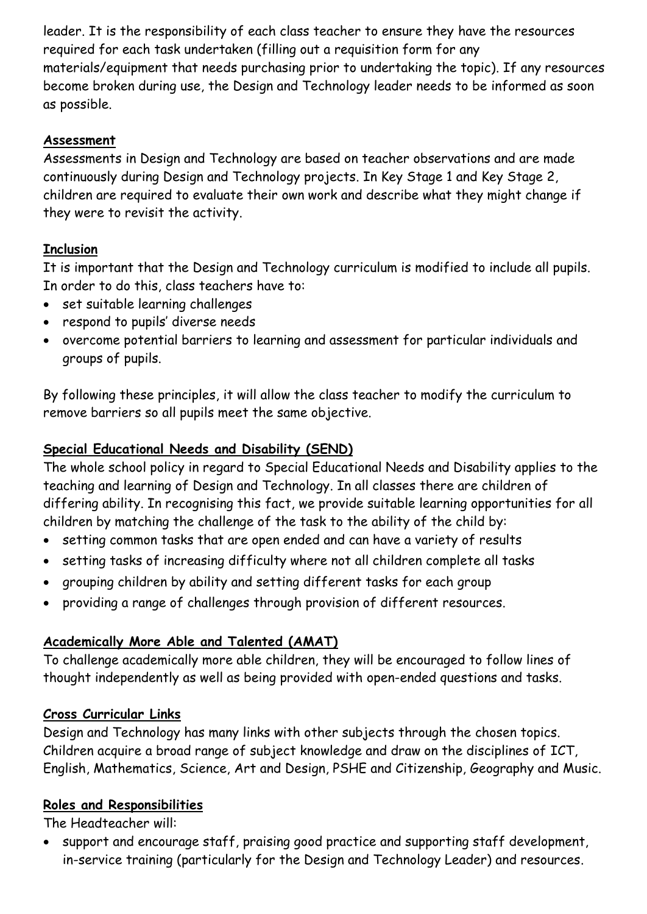leader. It is the responsibility of each class teacher to ensure they have the resources required for each task undertaken (filling out a requisition form for any materials/equipment that needs purchasing prior to undertaking the topic). If any resources become broken during use, the Design and Technology leader needs to be informed as soon as possible.

## Assessment

Assessments in Design and Technology are based on teacher observations and are made continuously during Design and Technology projects. In Key Stage 1 and Key Stage 2, children are required to evaluate their own work and describe what they might change if they were to revisit the activity.

## Inclusion

It is important that the Design and Technology curriculum is modified to include all pupils. In order to do this, class teachers have to:

- set suitable learning challenges
- respond to pupils' diverse needs
- overcome potential barriers to learning and assessment for particular individuals and groups of pupils.

By following these principles, it will allow the class teacher to modify the curriculum to remove barriers so all pupils meet the same objective.

## Special Educational Needs and Disability (SEND)

The whole school policy in regard to Special Educational Needs and Disability applies to the teaching and learning of Design and Technology. In all classes there are children of differing ability. In recognising this fact, we provide suitable learning opportunities for all children by matching the challenge of the task to the ability of the child by:

- setting common tasks that are open ended and can have a variety of results
- setting tasks of increasing difficulty where not all children complete all tasks
- grouping children by ability and setting different tasks for each group
- providing a range of challenges through provision of different resources.

## Academically More Able and Talented (AMAT)

To challenge academically more able children, they will be encouraged to follow lines of thought independently as well as being provided with open-ended questions and tasks.

## Cross Curricular Links

Design and Technology has many links with other subjects through the chosen topics. Children acquire a broad range of subject knowledge and draw on the disciplines of ICT, English, Mathematics, Science, Art and Design, PSHE and Citizenship, Geography and Music.

## Roles and Responsibilities

The Headteacher will:

- support and encourage staff, praising good practice and supporting staff development, in-service training (particularly for the Design and Technology Leader) and resources.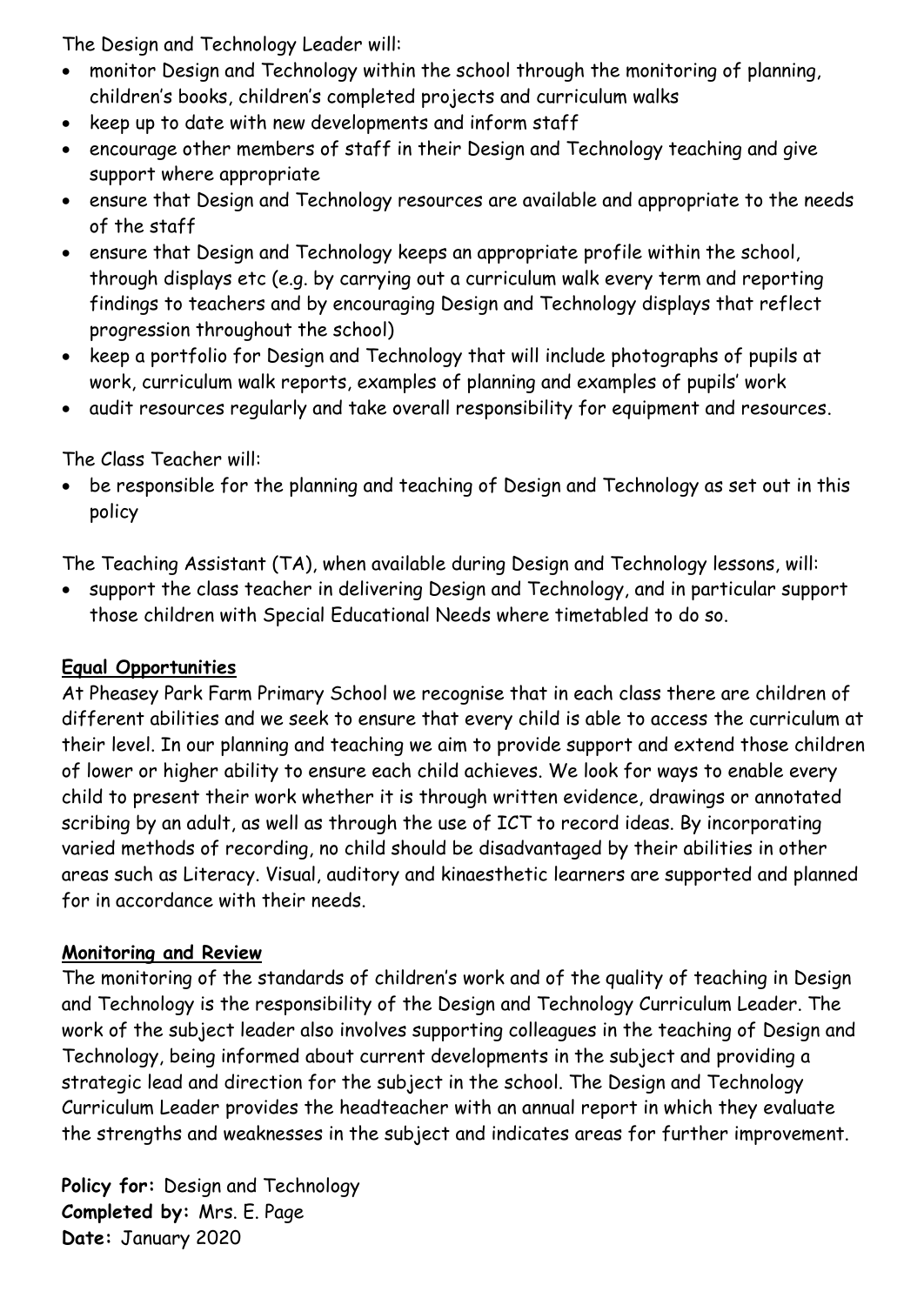The Design and Technology Leader will:

- monitor Design and Technology within the school through the monitoring of planning, children's books, children's completed projects and curriculum walks
- keep up to date with new developments and inform staff
- encourage other members of staff in their Design and Technology teaching and give support where appropriate
- ensure that Design and Technology resources are available and appropriate to the needs of the staff
- ensure that Design and Technology keeps an appropriate profile within the school, through displays etc (e.g. by carrying out a curriculum walk every term and reporting findings to teachers and by encouraging Design and Technology displays that reflect progression throughout the school)
- keep a portfolio for Design and Technology that will include photographs of pupils at work, curriculum walk reports, examples of planning and examples of pupils' work
- audit resources regularly and take overall responsibility for equipment and resources.

The Class Teacher will:

- be responsible for the planning and teaching of Design and Technology as set out in this policy

The Teaching Assistant (TA), when available during Design and Technology lessons, will:

- support the class teacher in delivering Design and Technology, and in particular support those children with Special Educational Needs where timetabled to do so.

## Equal Opportunities

At Pheasey Park Farm Primary School we recognise that in each class there are children of different abilities and we seek to ensure that every child is able to access the curriculum at their level. In our planning and teaching we aim to provide support and extend those children of lower or higher ability to ensure each child achieves. We look for ways to enable every child to present their work whether it is through written evidence, drawings or annotated scribing by an adult, as well as through the use of ICT to record ideas. By incorporating varied methods of recording, no child should be disadvantaged by their abilities in other areas such as Literacy. Visual, auditory and kinaesthetic learners are supported and planned for in accordance with their needs.

## Monitoring and Review

The monitoring of the standards of children's work and of the quality of teaching in Design and Technology is the responsibility of the Design and Technology Curriculum Leader. The work of the subject leader also involves supporting colleagues in the teaching of Design and Technology, being informed about current developments in the subject and providing a strategic lead and direction for the subject in the school. The Design and Technology Curriculum Leader provides the headteacher with an annual report in which they evaluate the strengths and weaknesses in the subject and indicates areas for further improvement.

**Policy for:** Design and Technology
**Completed by:** Mrs. E. Page
**Date:** January 2020